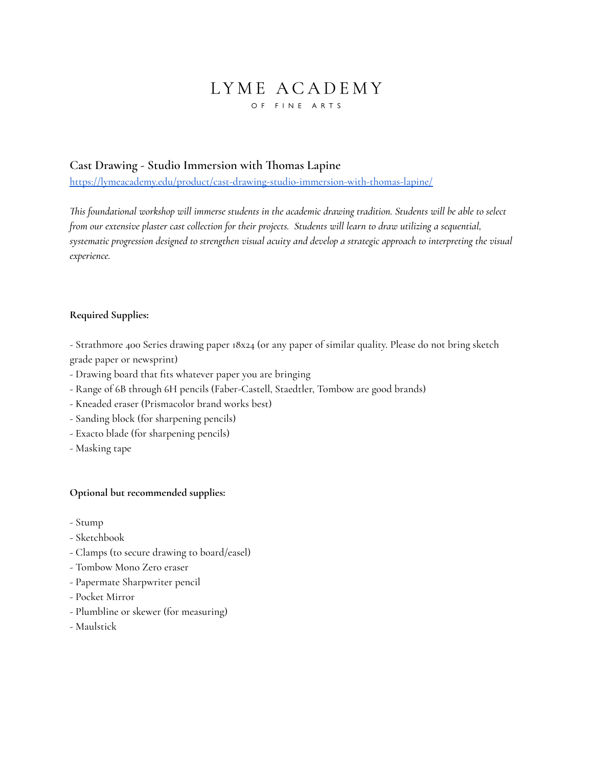# LYME ACADEMY

OF FINE ARTS

## Cast Drawing - Studio Immersion with Thomas Lapine

https://lymeacademy.edu/product/cast-drawing-studio-immersion-with-thomas-lapine/

*This foundational workshop will immerse students in the academic drawing tradition. Students will be able to select from our extensive plaster cast collection for their projects. Students will learn to draw utilizing a sequential, systematic progression designed to strengthen visual acuity and develop a strategic approach to interpreting the visual experience.*

**Required Supplies:**

- Strathmore 400 Series drawing paper 18x24 (or any paper of similar quality. Please do not bring sketch grade paper or newsprint)
- Drawing board that fits whatever paper you are bringing
- Range of 6B through 6H pencils (Faber-Castell, Staedtler, Tombow are good brands)
- Kneaded eraser (Prismacolor brand works best)
- Sanding block (for sharpening pencils)
- Exacto blade (for sharpening pencils)
- Masking tape

**Optional but recommended supplies:**

- Stump
- Sketchbook
- Clamps (to secure drawing to board/easel)
- Tombow Mono Zero eraser
- Papermate Sharpwriter pencil
- Pocket Mirror
- Plumbline or skewer (for measuring)
- Maulstick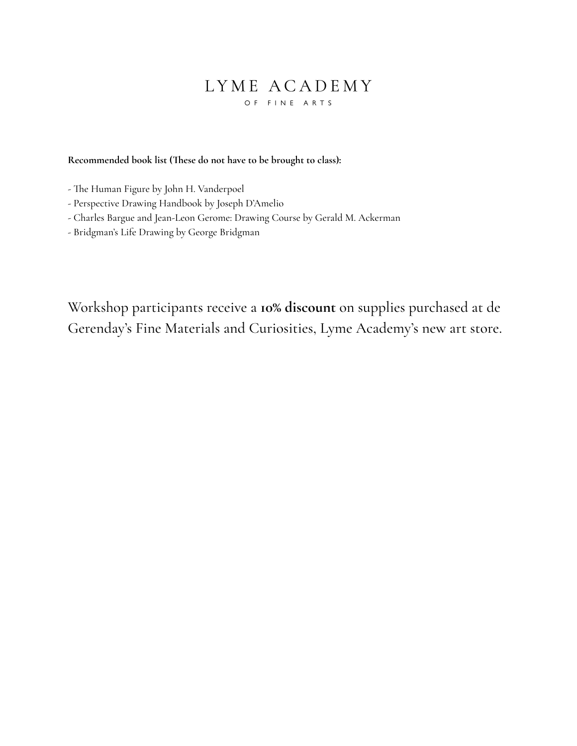LYME ACADEMY

OF FINE ARTS

**Recommended book list (These do not have to be brought to class):**

- The Human Figure by John H. Vanderpoel
- Perspective Drawing Handbook by Joseph D'Amelio
- Charles Bargue and Jean-Leon Gerome: Drawing Course by Gerald M. Ackerman
- Bridgman's Life Drawing by George Bridgman

Workshop participants receive a **10% discount** on supplies purchased at de Gerenday's Fine Materials and Curiosities, Lyme Academy's new art store.